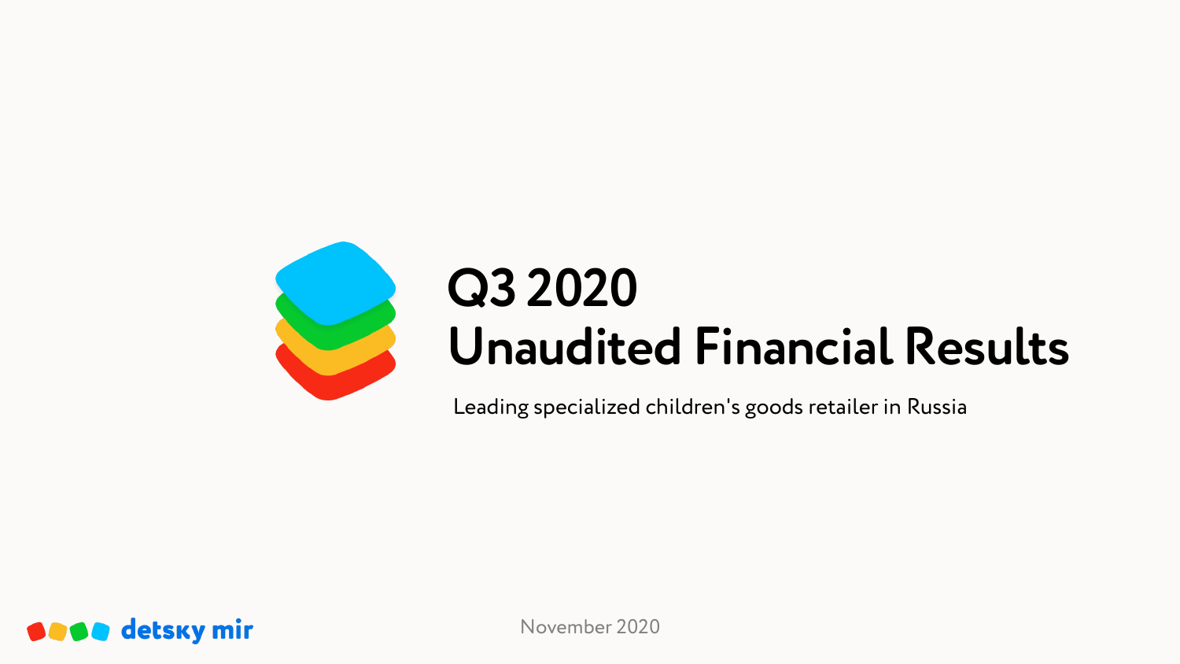# Q3 2020
# Unaudited Financial Results

Leading specialized children's goods retailer in Russia

detsky mir

November 2020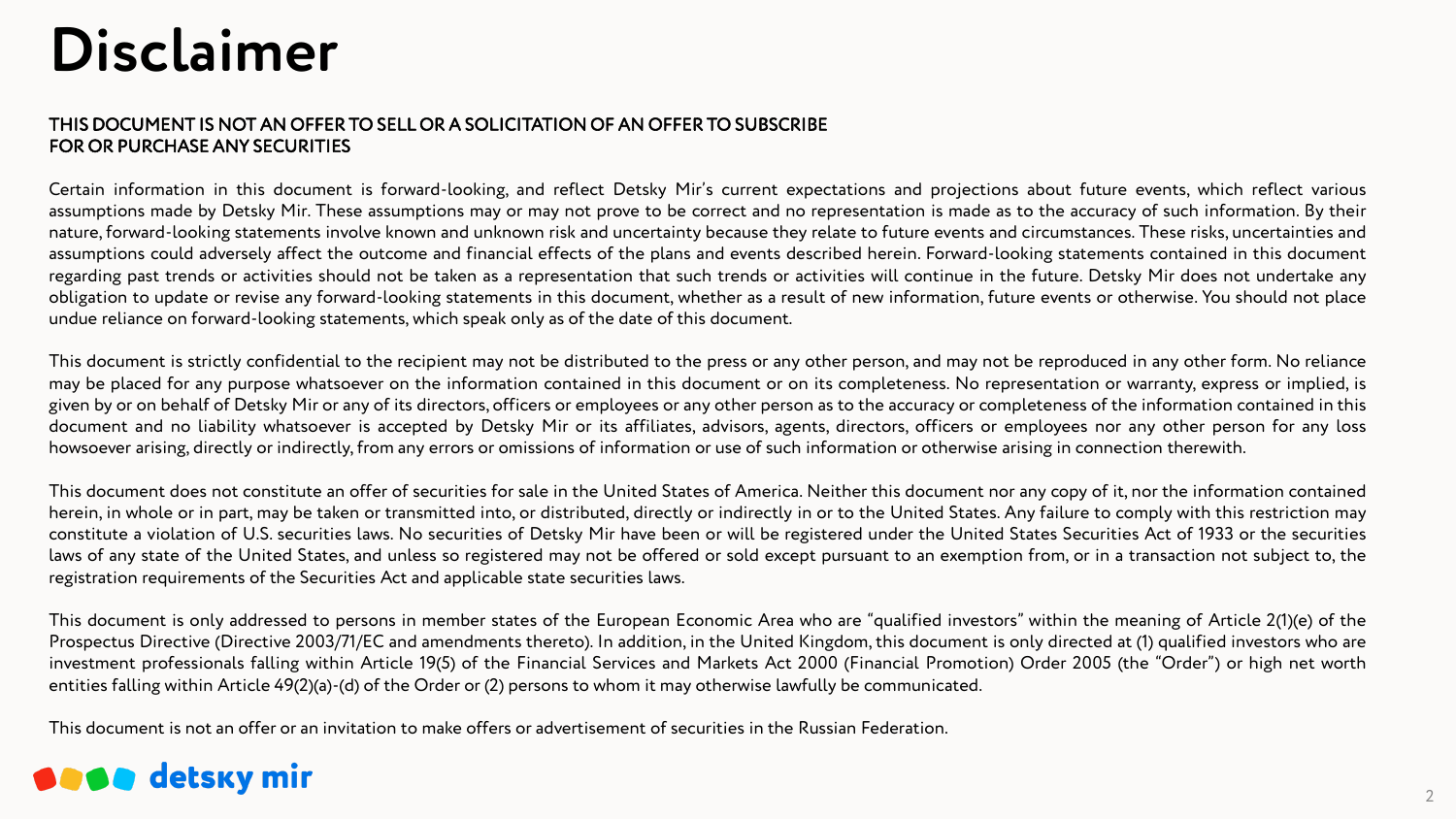# Disclaimer

**THIS DOCUMENT IS NOT AN OFFER TO SELL OR A SOLICITATION OF AN OFFER TO SUBSCRIBE FOR OR PURCHASE ANY SECURITIES**

Certain information in this document is forward-looking, and reflect Detsky Mir's current expectations and projections about future events, which reflect various assumptions made by Detsky Mir. These assumptions may or may not prove to be correct and no representation is made as to the accuracy of such information. By their nature, forward-looking statements involve known and unknown risk and uncertainty because they relate to future events and circumstances. These risks, uncertainties and assumptions could adversely affect the outcome and financial effects of the plans and events described herein. Forward-looking statements contained in this document regarding past trends or activities should not be taken as a representation that such trends or activities will continue in the future. Detsky Mir does not undertake any obligation to update or revise any forward-looking statements in this document, whether as a result of new information, future events or otherwise. You should not place undue reliance on forward-looking statements, which speak only as of the date of this document.

This document is strictly confidential to the recipient may not be distributed to the press or any other person, and may not be reproduced in any other form. No reliance may be placed for any purpose whatsoever on the information contained in this document or on its completeness. No representation or warranty, express or implied, is given by or on behalf of Detsky Mir or any of its directors, officers or employees or any other person as to the accuracy or completeness of the information contained in this document and no liability whatsoever is accepted by Detsky Mir or its affiliates, advisors, agents, directors, officers or employees nor any other person for any loss howsoever arising, directly or indirectly, from any errors or omissions of information or use of such information or otherwise arising in connection therewith.

This document does not constitute an offer of securities for sale in the United States of America. Neither this document nor any copy of it, nor the information contained herein, in whole or in part, may be taken or transmitted into, or distributed, directly or indirectly in or to the United States. Any failure to comply with this restriction may constitute a violation of U.S. securities laws. No securities of Detsky Mir have been or will be registered under the United States Securities Act of 1933 or the securities laws of any state of the United States, and unless so registered may not be offered or sold except pursuant to an exemption from, or in a transaction not subject to, the registration requirements of the Securities Act and applicable state securities laws.

This document is only addressed to persons in member states of the European Economic Area who are "qualified investors" within the meaning of Article 2(1)(e) of the Prospectus Directive (Directive 2003/71/EC and amendments thereto). In addition, in the United Kingdom, this document is only directed at (1) qualified investors who are investment professionals falling within Article 19(5) of the Financial Services and Markets Act 2000 (Financial Promotion) Order 2005 (the "Order") or high net worth entities falling within Article 49(2)(a)-(d) of the Order or (2) persons to whom it may otherwise lawfully be communicated.

This document is not an offer or an invitation to make offers or advertisement of securities in the Russian Federation.

detsky mir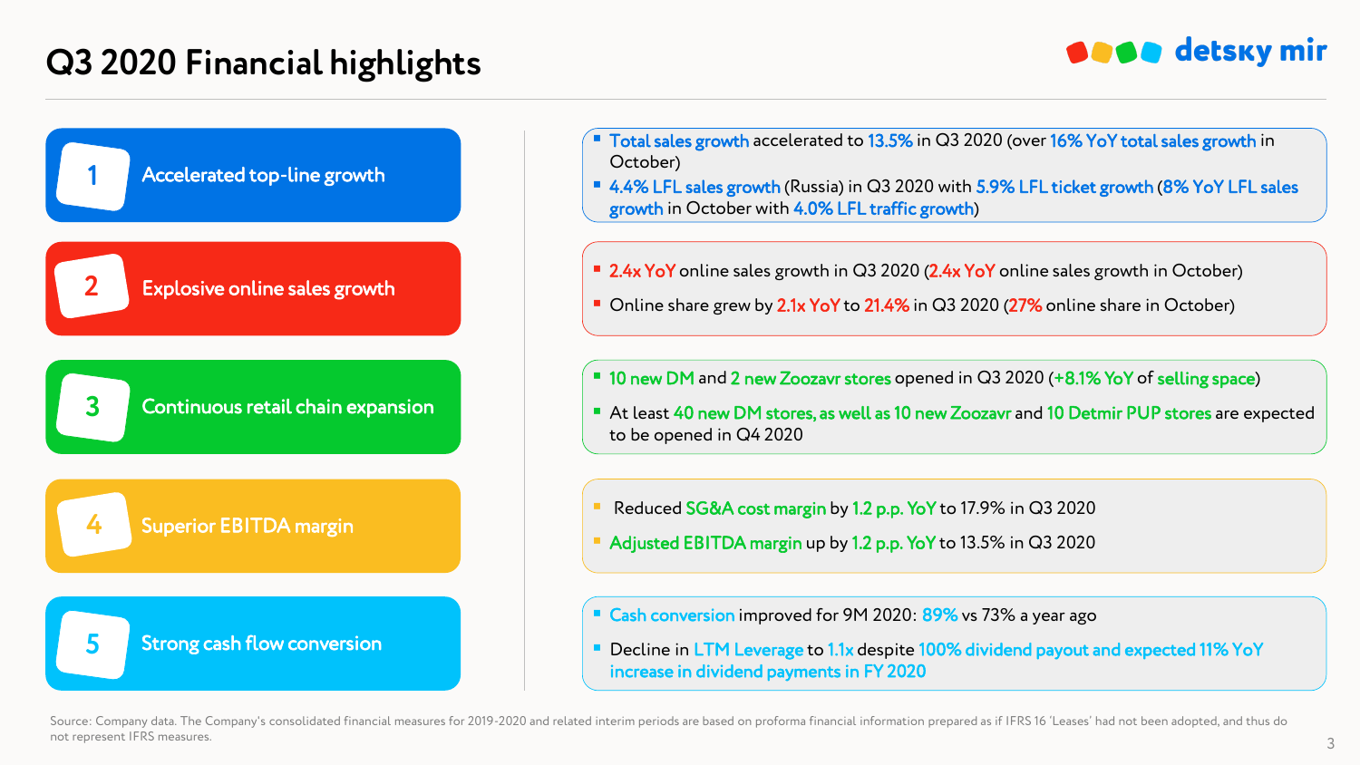# Q3 2020 Financial highlights

detsky mir

## 1 Accelerated top-line growth

- Total sales growth accelerated to 13.5% in Q3 2020 (over 16% YoY total sales growth in October)
- 4.4% LFL sales growth (Russia) in Q3 2020 with 5.9% LFL ticket growth (8% YoY LFL sales growth in October with 4.0% LFL traffic growth)

## 2 Explosive online sales growth

- 2.4x YoY online sales growth in Q3 2020 (2.4x YoY online sales growth in October)
- Online share grew by 2.1x YoY to 21.4% in Q3 2020 (27% online share in October)

## 3 Continuous retail chain expansion

- 10 new DM and 2 new Zoozavr stores opened in Q3 2020 (+8.1% YoY of selling space)
- At least 40 new DM stores, as well as 10 new Zoozavr and 10 Detmir PUP stores are expected to be opened in Q4 2020

## 4 Superior EBITDA margin

- Reduced SG&A cost margin by 1.2 p.p. YoY to 17.9% in Q3 2020
- Adjusted EBITDA margin up by 1.2 p.p. YoY to 13.5% in Q3 2020

## 5 Strong cash flow conversion

- Cash conversion improved for 9M 2020: 89% vs 73% a year ago
- Decline in LTM Leverage to 1.1x despite 100% dividend payout and expected 11% YoY increase in dividend payments in FY 2020

Source: Company data. The Company's consolidated financial measures for 2019-2020 and related interim periods are based on proforma financial information prepared as if IFRS 16 'Leases' had not been adopted, and thus do not represent IFRS measures.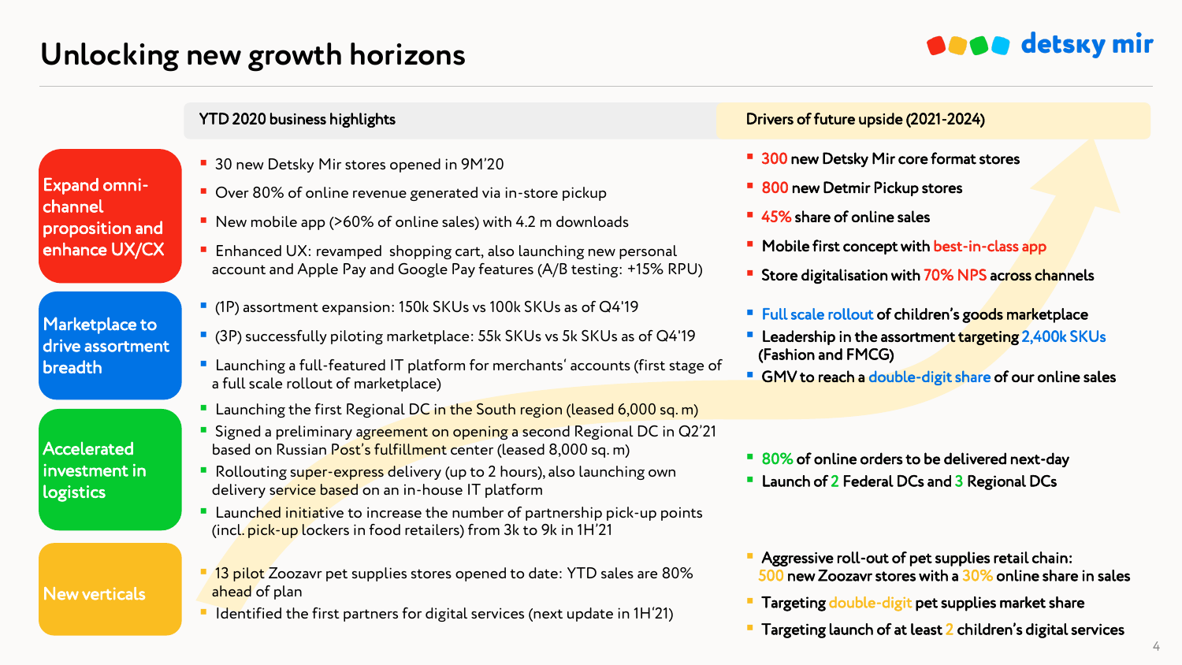# Unlocking new growth horizons

| | YTD 2020 business highlights | Drivers of future upside (2021-2024) |
|---|---|---|
| **Expand omni-channel proposition and enhance UX/CX** | ▪ 30 new Detsky Mir stores opened in 9M'20<br>▪ Over 80% of online revenue generated via in-store pickup<br>▪ New mobile app (>60% of online sales) with 4.2 m downloads<br>▪ Enhanced UX: revamped shopping cart, also launching new personal account and Apple Pay and Google Pay features (A/B testing: +15% RPU) | ▪ **300 new Detsky Mir core format stores**<br>▪ **800 new Detmir Pickup stores**<br>▪ **45% share of online sales**<br>▪ **Mobile first concept with best-in-class app**<br>▪ **Store digitalisation with 70% NPS across channels** |
| **Marketplace to drive assortment breadth** | ▪ (1P) assortment expansion: 150k SKUs vs 100k SKUs as of Q4'19<br>▪ (3P) successfully piloting marketplace: 55k SKUs vs 5k SKUs as of Q4'19<br>▪ Launching a full-featured IT platform for merchants' accounts (first stage of a full scale rollout of marketplace) | ▪ **Full scale rollout of children's goods marketplace**<br>▪ **Leadership in the assortment targeting 2,400k SKUs (Fashion and FMCG)**<br>▪ **GMV to reach a double-digit share of our online sales** |
| **Accelerated investment in logistics** | ▪ Launching the first Regional DC in the South region (leased 6,000 sq. m)<br>▪ Signed a preliminary agreement on opening a second Regional DC in Q2'21 based on Russian Post's fulfillment center (leased 8,000 sq. m)<br>▪ Rollouting super-express delivery (up to 2 hours), also launching own delivery service based on an in-house IT platform<br>▪ Launched initiative to increase the number of partnership pick-up points (incl. pick-up lockers in food retailers) from 3k to 9k in 1H'21 | ▪ **80% of online orders to be delivered next-day**<br>▪ **Launch of 2 Federal DCs and 3 Regional DCs** |
| **New verticals** | ▪ 13 pilot Zoozavr pet supplies stores opened to date: YTD sales are 80% ahead of plan<br>▪ Identified the first partners for digital services (next update in 1H'21) | ▪ **Aggressive roll-out of pet supplies retail chain: 500 new Zoozavr stores with a 30% online share in sales**<br>▪ **Targeting double-digit pet supplies market share**<br>▪ **Targeting launch of at least 2 children's digital services** |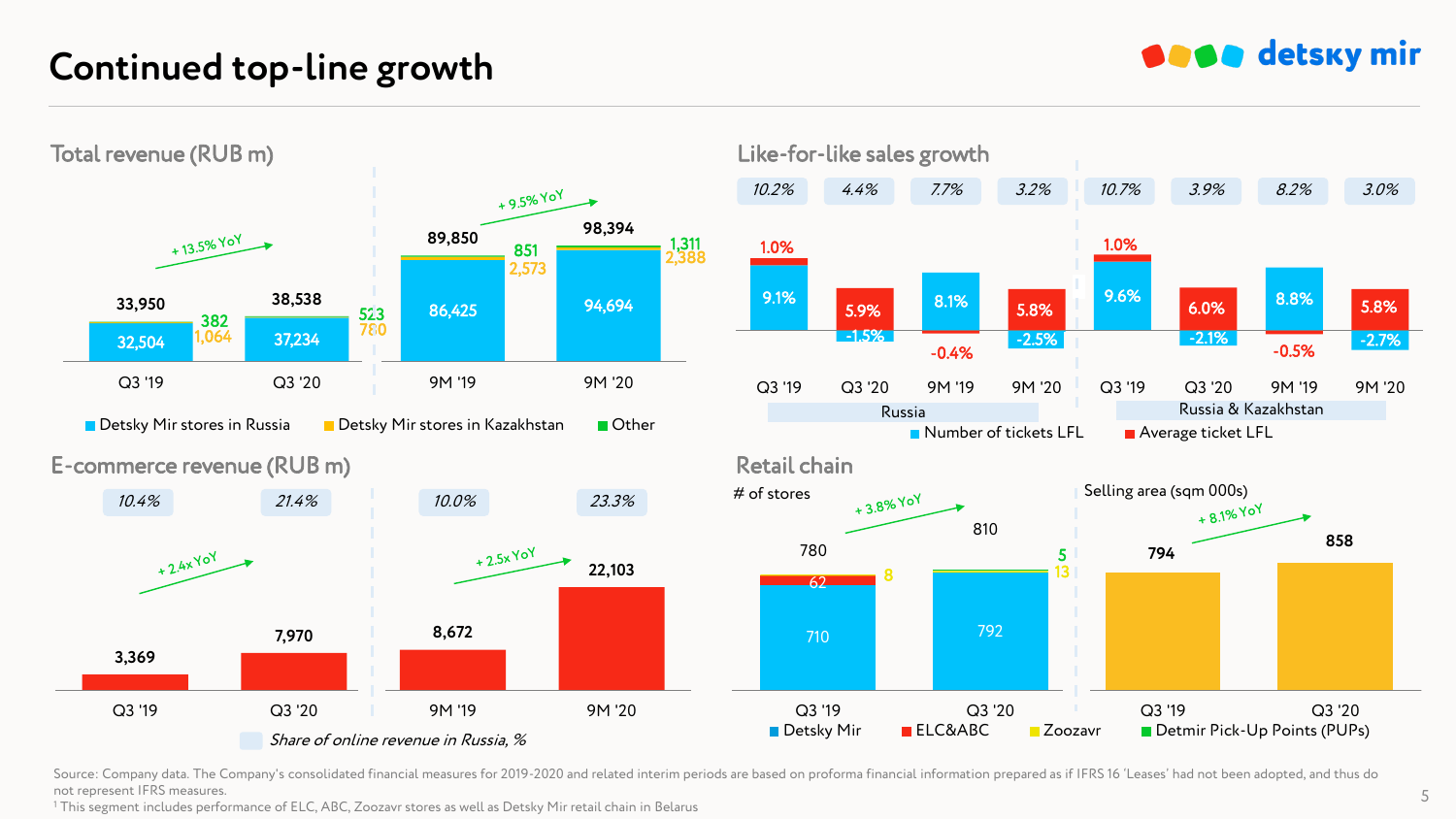# Continued top-line growth

## Total revenue (RUB m)

| | Q3 '19 | Q3 '20 | 9M '19 | 9M '20 |
|---|---|---|---|---|
| Detsky Mir stores in Russia | 32,504 | 37,234 | 86,425 | 94,694 |
| Detsky Mir stores in Kazakhstan | 1,064 | 780 | 2,573 | 2,388 |
| Other | 382 | 523 | 851 | 1,311 |
| Total | 33,950 | 38,538 | 89,850 | 98,394 |

Q3: + 13.5% YoY; 9M: + 9.5% YoY

## Like-for-like sales growth

| | Russia | | | | Russia & Kazakhstan | | | |
|---|---|---|---|---|---|---|---|---|
| | Q3 '19 | Q3 '20 | 9M '19 | 9M '20 | Q3 '19 | Q3 '20 | 9M '19 | 9M '20 |
| Total LFL | 10.2% | 4.4% | 7.7% | 3.2% | 10.7% | 3.9% | 8.2% | 3.0% |
| Number of tickets LFL | 9.1% | -1.5% | 8.1% | -2.5% | 9.6% | -2.1% | 8.8% | -2.7% |
| Average ticket LFL | 1.0% | 5.9% | -0.4% | 5.8% | 1.0% | 6.0% | -0.5% | 5.8% |

## E-commerce revenue (RUB m)

| | Q3 '19 | Q3 '20 | 9M '19 | 9M '20 |
|---|---|---|---|---|
| E-commerce revenue | 3,369 | 7,970 | 8,672 | 22,103 |
| Share of online revenue in Russia, % | 10.4% | 21.4% | 10.0% | 23.3% |

Q3: + 2.4x YoY; 9M: + 2.5x YoY

## Retail chain

# of stores (+ 3.8% YoY)

| | Q3 '19 | Q3 '20 |
|---|---|---|
| Detsky Mir | 710 | 792 |
| ELC&ABC | 62 | 5 |
| Zoozavr | 8 | 13 |
| Total | 780 | 810 |

Selling area (sqm 000s) (+ 8.1% YoY)

| | Q3 '19 | Q3 '20 |
|---|---|---|
| Selling area | 794 | 858 |

Detmir Pick-Up Points (PUPs)

Source: Company data. The Company's consolidated financial measures for 2019-2020 and related interim periods are based on proforma financial information prepared as if IFRS 16 'Leases' had not been adopted, and thus do not represent IFRS measures.

[1] This segment includes performance of ELC, ABC, Zoozavr stores as well as Detsky Mir retail chain in Belarus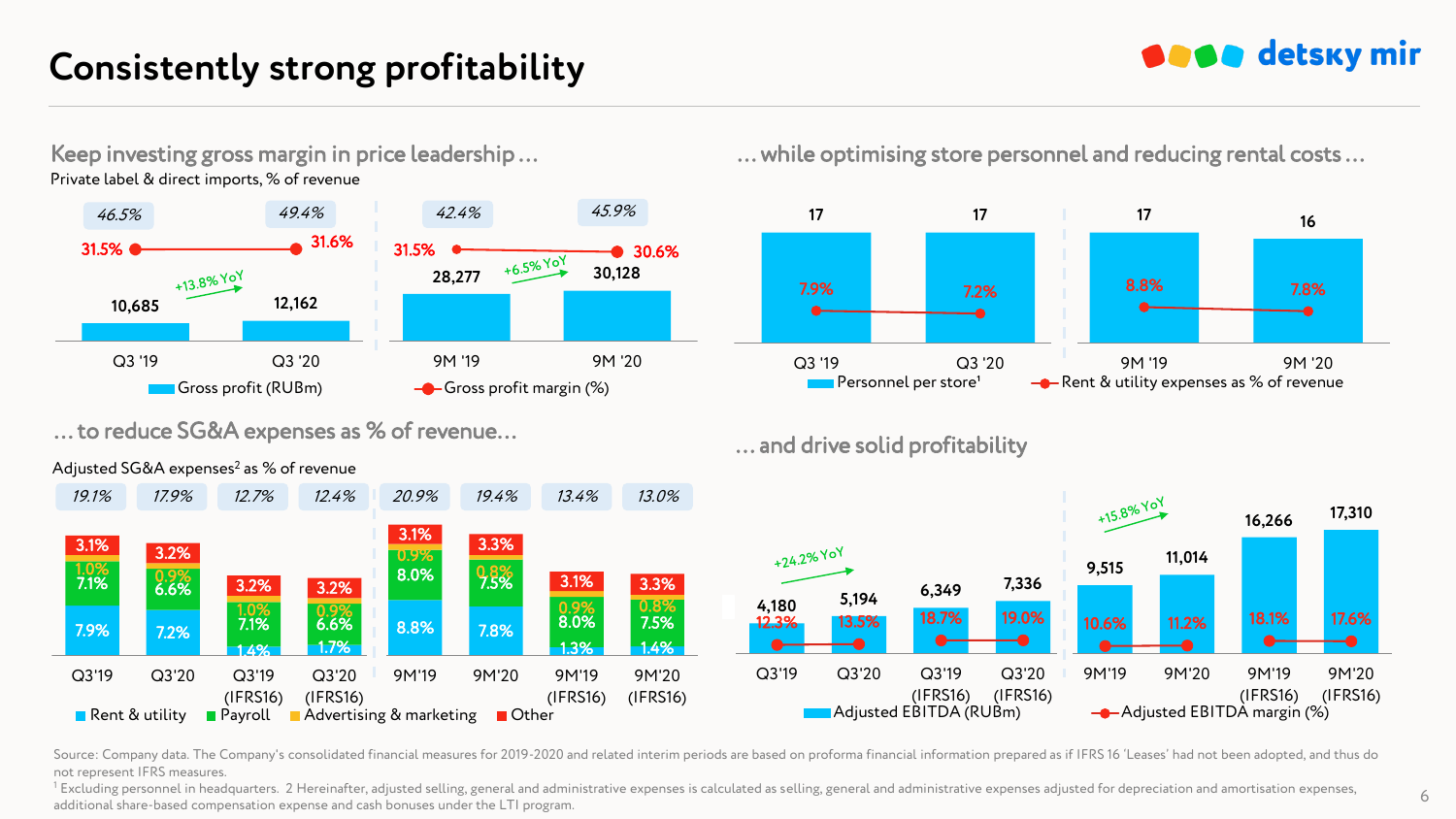# Consistently strong profitability

## Keep investing gross margin in price leadership…

Private label & direct imports, % of revenue

| | Q3 '19 | Q3 '20 | 9M '19 | 9M '20 |
|---|---|---|---|---|
| Private label & direct imports, % of revenue | 46.5% | 49.4% | 42.4% | 45.9% |
| Gross profit (RUBm) | 10,685 | 12,162 | 28,277 | 30,128 |
| Gross profit margin (%) | 31.5% | 31.6% | 31.5% | 30.6% |

Q3: +13.8% YoY; 9M: +6.5% YoY

## … while optimising store personnel and reducing rental costs…

| | Q3 '19 | Q3 '20 | 9M '19 | 9M '20 |
|---|---|---|---|---|
| Personnel per store[1] | 17 | 17 | 17 | 16 |
| Rent & utility expenses as % of revenue | 7.9% | 7.2% | 8.8% | 7.8% |

## … to reduce SG&A expenses as % of revenue…

Adjusted SG&A expenses[2] as % of revenue

| | Q3'19 | Q3'20 | Q3'19 (IFRS16) | Q3'20 (IFRS16) | 9M'19 | 9M'20 | 9M'19 (IFRS16) | 9M'20 (IFRS16) |
|---|---|---|---|---|---|---|---|---|
| Total | 19.1% | 17.9% | 12.7% | 12.4% | 20.9% | 19.4% | 13.4% | 13.0% |
| Rent & utility | 7.9% | 7.2% | 1.4% | 1.7% | 8.8% | 7.8% | 1.3% | 1.4% |
| Payroll | 7.1% | 6.6% | 7.1% | 6.6% | 8.0% | 7.5% | 8.0% | 7.5% |
| Advertising & marketing | 1.0% | 0.9% | 1.0% | 0.9% | 0.9% | 0.8% | 0.9% | 0.8% |
| Other | 3.1% | 3.2% | 3.2% | 3.2% | 3.1% | 3.3% | 3.1% | 3.3% |

## … and drive solid profitability

| | Q3'19 | Q3'20 | Q3'19 (IFRS16) | Q3'20 (IFRS16) | 9M'19 | 9M'20 | 9M'19 (IFRS16) | 9M'20 (IFRS16) |
|---|---|---|---|---|---|---|---|---|
| Adjusted EBITDA (RUBm) | 4,180 | 5,194 | 6,349 | 7,336 | 9,515 | 11,014 | 16,266 | 17,310 |
| Adjusted EBITDA margin (%) | 12.3% | 13.5% | 18.7% | 19.0% | 10.6% | 11.2% | 18.1% | 17.6% |

Q3: +24.2% YoY; 9M: +15.8% YoY

Source: Company data. The Company's consolidated financial measures for 2019-2020 and related interim periods are based on proforma financial information prepared as if IFRS 16 'Leases' had not been adopted, and thus do not represent IFRS measures.

[1] Excluding personnel in headquarters. 2 Hereinafter, adjusted selling, general and administrative expenses is calculated as selling, general and administrative expenses adjusted for depreciation and amortisation expenses, additional share-based compensation expense and cash bonuses under the LTI program.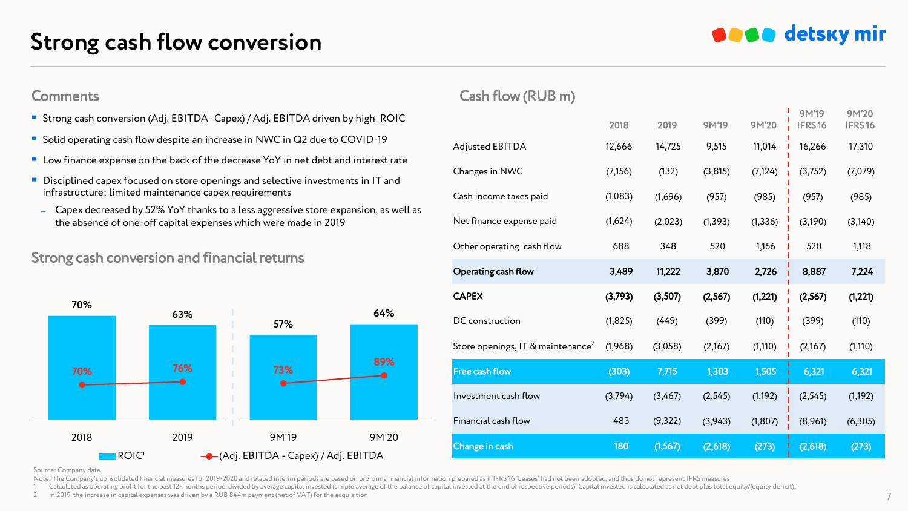# Strong cash flow conversion

## Comments

- Strong cash conversion (Adj. EBITDA- Capex) / Adj. EBITDA driven by high ROIC
- Solid operating cash flow despite an increase in NWC in Q2 due to COVID-19
- Low finance expense on the back of the decrease YoY in net debt and interest rate
- Disciplined capex focused on store openings and selective investments in IT and infrastructure; limited maintenance capex requirements
  - Capex decreased by 52% YoY thanks to a less aggressive store expansion, as well as the absence of one-off capital expenses which were made in 2019

## Strong cash conversion and financial returns

| | 2018 | 2019 | 9M'19 | 9M'20 |
|---|---|---|---|---|
| ROIC[1] | 70% | 63% | 57% | 64% |
| (Adj. EBITDA - Capex) / Adj. EBITDA | 70% | 76% | 73% | 89% |

## Cash flow (RUB m)

| | 2018 | 2019 | 9M'19 | 9M'20 | 9M'19 IFRS 16 | 9M'20 IFRS 16 |
|---|---|---|---|---|---|---|
| Adjusted EBITDA | 12,666 | 14,725 | 9,515 | 11,014 | 16,266 | 17,310 |
| Changes in NWC | (7,156) | (132) | (3,815) | (7,124) | (3,752) | (7,079) |
| Cash income taxes paid | (1,083) | (1,696) | (957) | (985) | (957) | (985) |
| Net finance expense paid | (1,624) | (2,023) | (1,393) | (1,336) | (3,190) | (3,140) |
| Other operating cash flow | 688 | 348 | 520 | 1,156 | 520 | 1,118 |
| **Operating cash flow** | **3,489** | **11,222** | **3,870** | **2,726** | **8,887** | **7,224** |
| **CAPEX** | **(3,793)** | **(3,507)** | **(2,567)** | **(1,221)** | **(2,567)** | **(1,221)** |
| DC construction | (1,825) | (449) | (399) | (110) | (399) | (110) |
| Store openings, IT & maintenance[2] | (1,968) | (3,058) | (2,167) | (1,110) | (2,167) | (1,110) |
| **Free cash flow** | **(303)** | **7,715** | **1,303** | **1,505** | **6,321** | **6,321** |
| Investment cash flow | (3,794) | (3,467) | (2,545) | (1,192) | (2,545) | (1,192) |
| Financial cash flow | 483 | (9,322) | (3,943) | (1,807) | (8,961) | (6,305) |
| **Change in cash** | **180** | **(1,567)** | **(2,618)** | **(273)** | **(2,618)** | **(273)** |

Source: Company data

Note: The Company's consolidated financial measures for 2019-2020 and related interim periods are based on proforma financial information prepared as if IFRS 16 'Leases' had not been adopted, and thus do not represent IFRS measures

1 Calculated as operating profit for the past 12-months period, divided by average capital invested (simple average of the balance of capital invested at the end of respective periods). Capital invested is calculated as net debt plus total equity/(equity deficit);

2 In 2019, the increase in capital expenses was driven by a RUB 844m payment (net of VAT) for the acquisition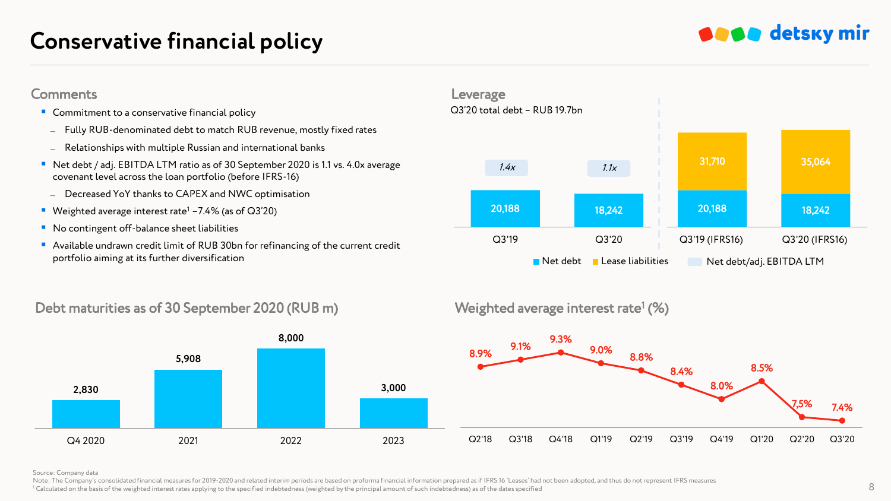# Conservative financial policy

## Comments

- Commitment to a conservative financial policy
  - Fully RUB-denominated debt to match RUB revenue, mostly fixed rates
  - Relationships with multiple Russian and international banks
- Net debt / adj. EBITDA LTM ratio as of 30 September 2020 is 1.1 vs. 4.0x average covenant level across the loan portfolio (before IFRS-16)
  - Decreased YoY thanks to CAPEX and NWC optimisation
- Weighted average interest rate[1] –7.4% (as of Q3'20)
- No contingent off-balance sheet liabilities
- Available undrawn credit limit of RUB 30bn for refinancing of the current credit portfolio aiming at its further diversification

## Leverage

Q3'20 total debt – RUB 19.7bn

| | Q3'19 | Q3'20 | Q3'19 (IFRS16) | Q3'20 (IFRS16) |
|---|---|---|---|---|
| Net debt | 20,188 | 18,242 | 20,188 | 18,242 |
| Lease liabilities | | | 31,710 | 35,064 |
| Net debt/adj. EBITDA LTM | 1.4x | 1.1x | | |

## Debt maturities as of 30 September 2020 (RUB m)

| Q4 2020 | 2021 | 2022 | 2023 |
|---|---|---|---|
| 2,830 | 5,908 | 8,000 | 3,000 |

## Weighted average interest rate[1] (%)

| Q2'18 | Q3'18 | Q4'18 | Q1'19 | Q2'19 | Q3'19 | Q4'19 | Q1'20 | Q2'20 | Q3'20 |
|---|---|---|---|---|---|---|---|---|---|
| 8.9% | 9.1% | 9.3% | 9.0% | 8.8% | 8.4% | 8.0% | 8.5% | 7.5% | 7.4% |

Source: Company data

Note: The Company's consolidated financial measures for 2019-2020 and related interim periods are based on proforma financial information prepared as if IFRS 16 'Leases' had not been adopted, and thus do not represent IFRS measures

[1] Calculated on the basis of the weighted interest rates applying to the specified indebtedness (weighted by the principal amount of such indebtedness) as of the dates specified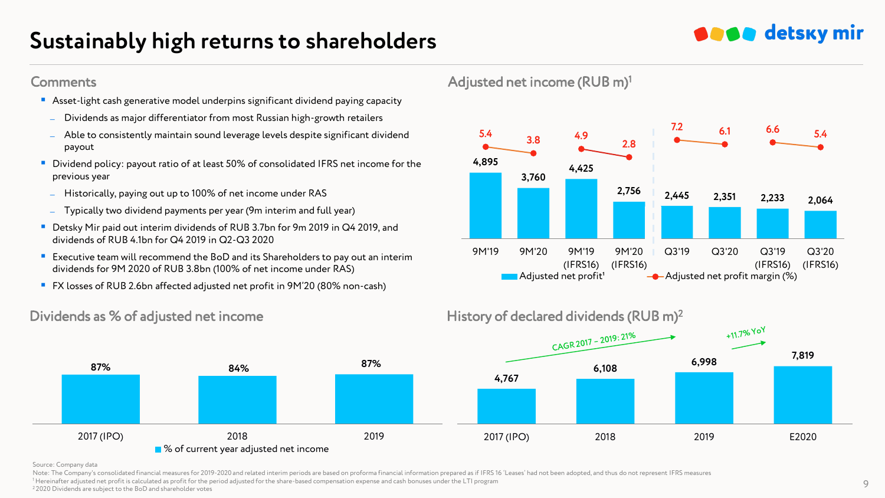# Sustainably high returns to shareholders

## Comments

- Asset-light cash generative model underpins significant dividend paying capacity
  - Dividends as major differentiator from most Russian high-growth retailers
  - Able to consistently maintain sound leverage levels despite significant dividend payout
- Dividend policy: payout ratio of at least 50% of consolidated IFRS net income for the previous year
  - Historically, paying out up to 100% of net income under RAS
  - Typically two dividend payments per year (9m interim and full year)
- Detsky Mir paid out interim dividends of RUB 3.7bn for 9m 2019 in Q4 2019, and dividends of RUB 4.1bn for Q4 2019 in Q2-Q3 2020
- Executive team will recommend the BoD and its Shareholders to pay out an interim dividends for 9M 2020 of RUB 3.8bn (100% of net income under RAS)
- FX losses of RUB 2.6bn affected adjusted net profit in 9M'20 (80% non-cash)

## Adjusted net income (RUB m)[1]

| | 9M'19 | 9M'20 | 9M'19 (IFRS16) | 9M'20 (IFRS16) | Q3'19 | Q3'20 | Q3'19 (IFRS16) | Q3'20 (IFRS16) |
|---|---|---|---|---|---|---|---|---|
| Adjusted net profit[1] | 4,895 | 3,760 | 4,425 | 2,756 | 2,445 | 2,351 | 2,233 | 2,064 |
| Adjusted net profit margin (%) | 5.4 | 3.8 | 4.9 | 2.8 | 7.2 | 6.1 | 6.6 | 5.4 |

## Dividends as % of adjusted net income

| | 2017 (IPO) | 2018 | 2019 |
|---|---|---|---|
| % of current year adjusted net income | 87% | 84% | 87% |

## History of declared dividends (RUB m)[2]

| 2017 (IPO) | 2018 | 2019 | E2020 |
|---|---|---|---|
| 4,767 | 6,108 | 6,998 | 7,819 |

CAGR 2017 – 2019: 21%

+11.7% YoY

Source: Company data

Note: The Company's consolidated financial measures for 2019-2020 and related interim periods are based on proforma financial information prepared as if IFRS 16 'Leases' had not been adopted, and thus do not represent IFRS measures

[1] Hereinafter adjusted net profit is calculated as profit for the period adjusted for the share-based compensation expense and cash bonuses under the LTI program

[2] 2020 Dividends are subject to the BoD and shareholder votes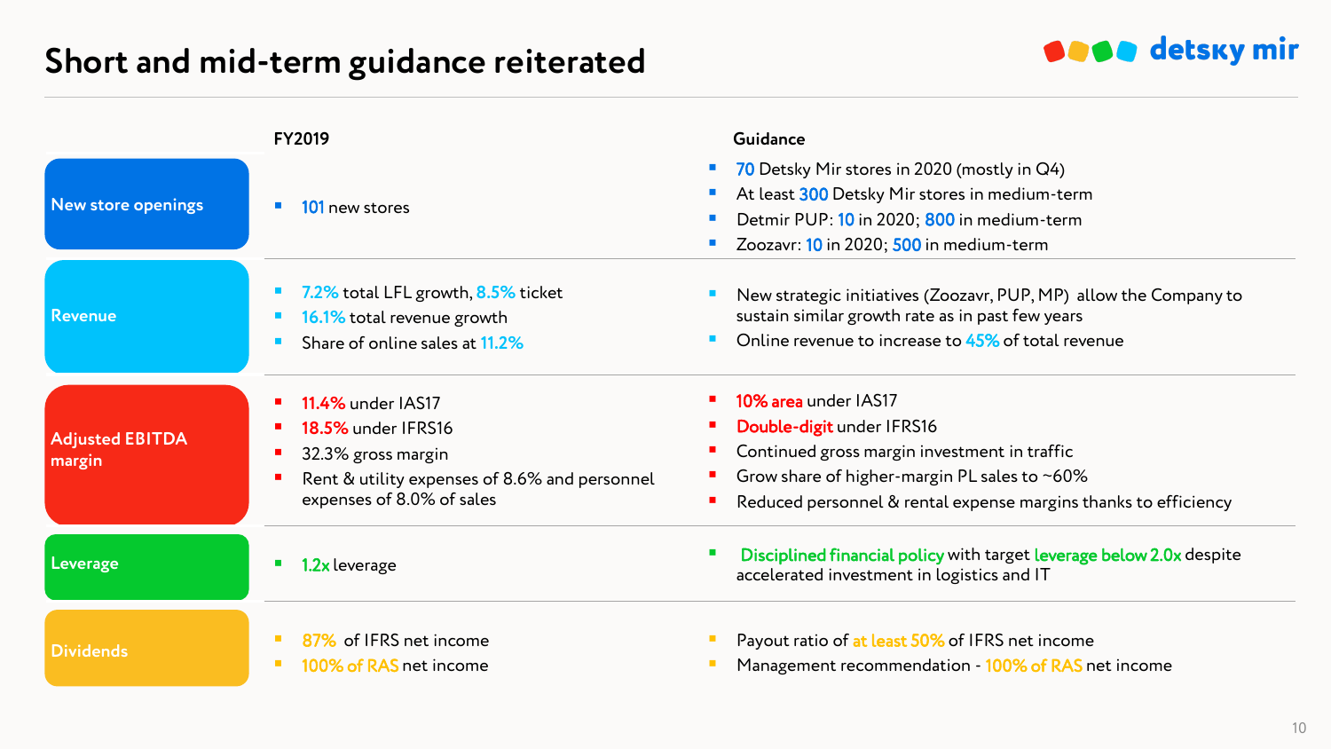# Short and mid-term guidance reiterated

| | FY2019 | Guidance |
|---|---|---|
| New store openings | ▪ 101 new stores | ▪ 70 Detsky Mir stores in 2020 (mostly in Q4)<br>▪ At least 300 Detsky Mir stores in medium-term<br>▪ Detmir PUP: 10 in 2020; 800 in medium-term<br>▪ Zoozavr: 10 in 2020; 500 in medium-term |
| Revenue | ▪ 7.2% total LFL growth, 8.5% ticket<br>▪ 16.1% total revenue growth<br>▪ Share of online sales at 11.2% | ▪ New strategic initiatives (Zoozavr, PUP, MP) allow the Company to sustain similar growth rate as in past few years<br>▪ Online revenue to increase to 45% of total revenue |
| Adjusted EBITDA margin | ▪ 11.4% under IAS17<br>▪ 18.5% under IFRS16<br>▪ 32.3% gross margin<br>▪ Rent & utility expenses of 8.6% and personnel expenses of 8.0% of sales | ▪ 10% area under IAS17<br>▪ Double-digit under IFRS16<br>▪ Continued gross margin investment in traffic<br>▪ Grow share of higher-margin PL sales to ~60%<br>▪ Reduced personnel & rental expense margins thanks to efficiency |
| Leverage | ▪ 1.2x leverage | ▪ Disciplined financial policy with target leverage below 2.0x despite accelerated investment in logistics and IT |
| Dividends | ▪ 87% of IFRS net income<br>▪ 100% of RAS net income | ▪ Payout ratio of at least 50% of IFRS net income<br>▪ Management recommendation - 100% of RAS net income |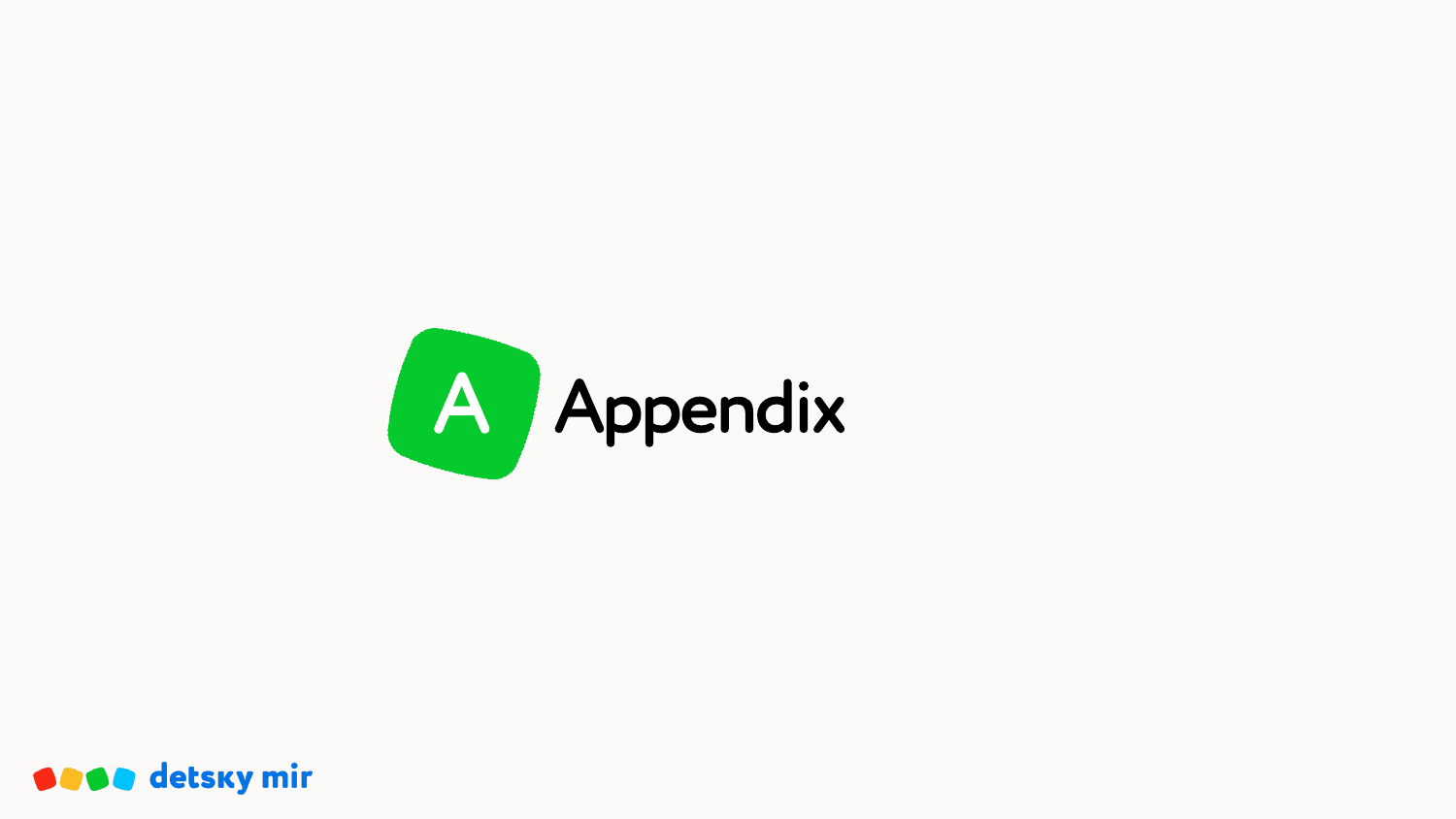# Appendix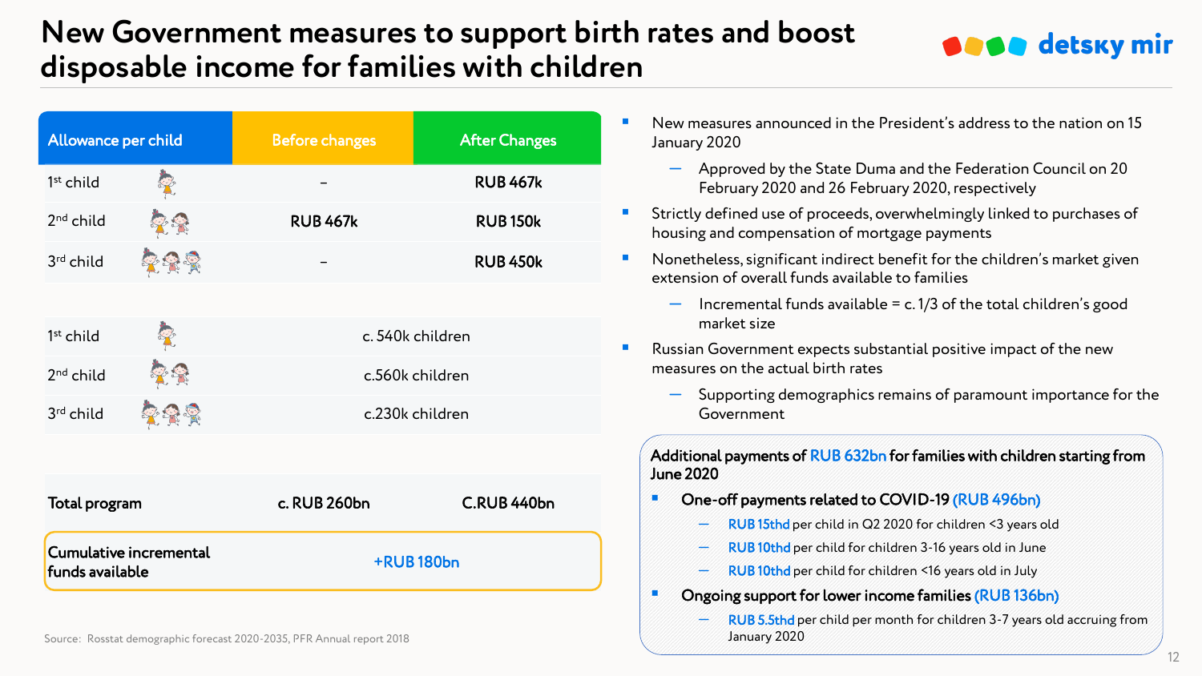# New Government measures to support birth rates and boost disposable income for families with children

| Allowance per child | Before changes | After Changes |
| --- | --- | --- |
| 1st child | – | RUB 467k |
| 2nd child | RUB 467k | RUB 150k |
| 3rd child | – | RUB 450k |
| 1st child | c. 540k children | |
| 2nd child | c.560k children | |
| 3rd child | c.230k children | |
| Total program | c. RUB 260bn | C.RUB 440bn |
| Cumulative incremental funds available | +RUB 180bn | |

Source: Rosstat demographic forecast 2020-2035, PFR Annual report 2018

- New measures announced in the President's address to the nation on 15 January 2020
  - Approved by the State Duma and the Federation Council on 20 February 2020 and 26 February 2020, respectively
- Strictly defined use of proceeds, overwhelmingly linked to purchases of housing and compensation of mortgage payments
- Nonetheless, significant indirect benefit for the children's market given extension of overall funds available to families
  - Incremental funds available = c. 1/3 of the total children's good market size
- Russian Government expects substantial positive impact of the new measures on the actual birth rates
  - Supporting demographics remains of paramount importance for the Government

**Additional payments of RUB 632bn for families with children starting from June 2020**

- **One-off payments related to COVID-19 (RUB 496bn)**
  - RUB 15thd per child in Q2 2020 for children <3 years old
  - RUB 10thd per child for children 3-16 years old in June
  - RUB 10thd per child for children <16 years old in July
- **Ongoing support for lower income families (RUB 136bn)**
  - RUB 5.5thd per child per month for children 3-7 years old accruing from January 2020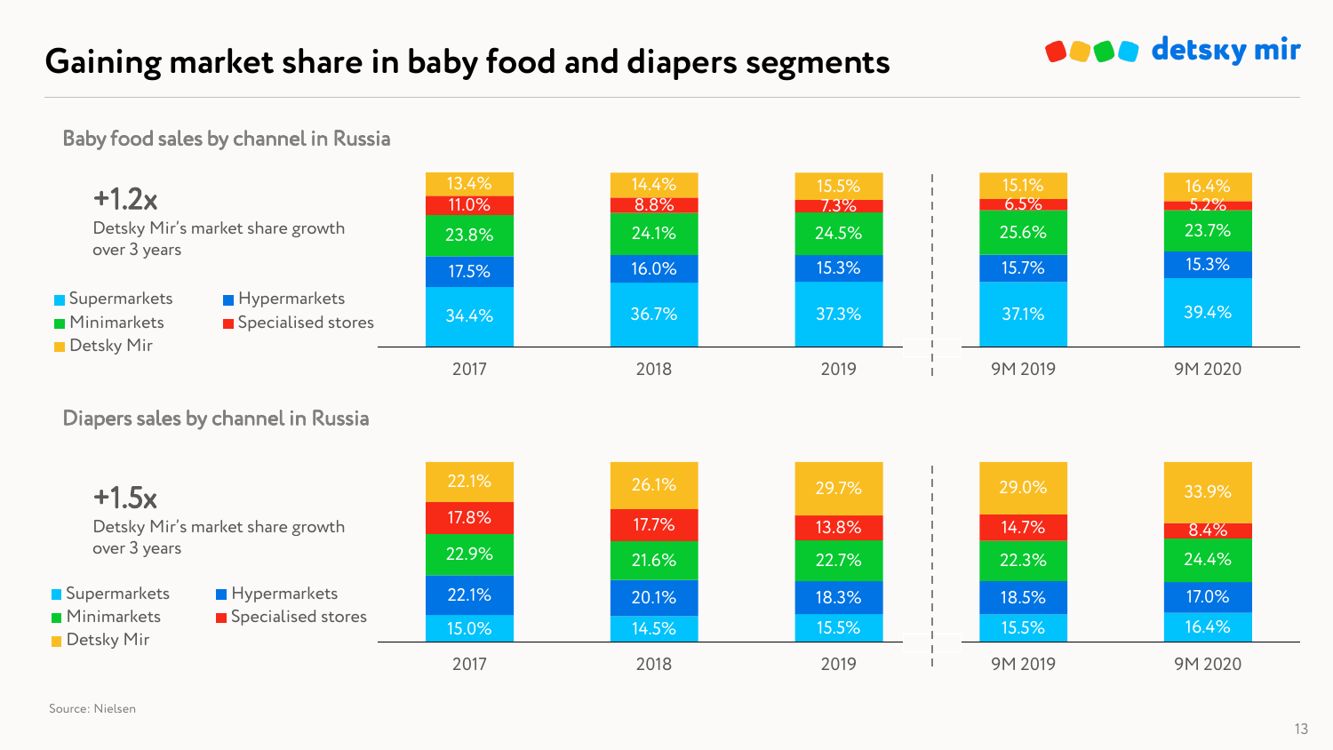# Gaining market share in baby food and diapers segments

## Baby food sales by channel in Russia

**+1.2x**

Detsky Mir's market share growth over 3 years

| Channel | 2017 | 2018 | 2019 | 9M 2019 | 9M 2020 |
|---|---|---|---|---|---|
| Detsky Mir | 13.4% | 14.4% | 15.5% | 15.1% | 16.4% |
| Specialised stores | 11.0% | 8.8% | 7.3% | 6.5% | 5.2% |
| Minimarkets | 23.8% | 24.1% | 24.5% | 25.6% | 23.7% |
| Hypermarkets | 17.5% | 16.0% | 15.3% | 15.7% | 15.3% |
| Supermarkets | 34.4% | 36.7% | 37.3% | 37.1% | 39.4% |

## Diapers sales by channel in Russia

**+1.5x**

Detsky Mir's market share growth over 3 years

| Channel | 2017 | 2018 | 2019 | 9M 2019 | 9M 2020 |
|---|---|---|---|---|---|
| Detsky Mir | 22.1% | 26.1% | 29.7% | 29.0% | 33.9% |
| Specialised stores | 17.8% | 17.7% | 13.8% | 14.7% | 8.4% |
| Minimarkets | 22.9% | 21.6% | 22.7% | 22.3% | 24.4% |
| Hypermarkets | 22.1% | 20.1% | 18.3% | 18.5% | 17.0% |
| Supermarkets | 15.0% | 14.5% | 15.5% | 15.5% | 16.4% |

Source: Nielsen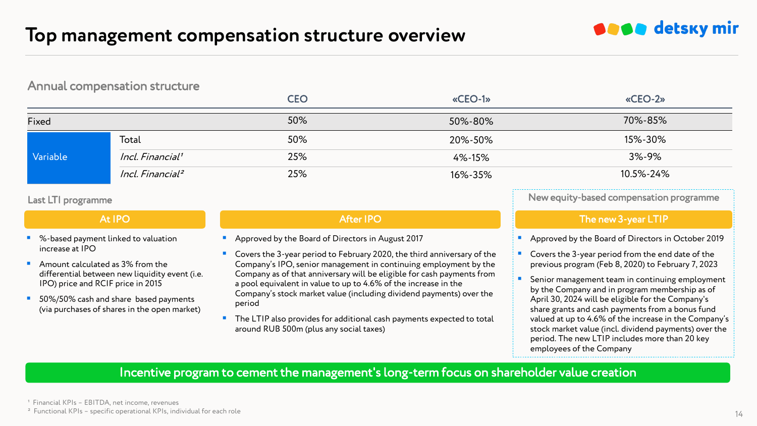# Top management compensation structure overview

## Annual compensation structure

| | | CEO | «CEO-1» | «CEO-2» |
|---|---|---|---|---|
| Fixed | | 50% | 50%-80% | 70%-85% |
| Variable | Total | 50% | 20%-50% | 15%-30% |
| | *Incl. Financial*[1] | 25% | 4%-15% | 3%-9% |
| | *Incl. Financial*[2] | 25% | 16%-35% | 10.5%-24% |

## Last LTI programme

### At IPO

- %-based payment linked to valuation increase at IPO
- Amount calculated as 3% from the differential between new liquidity event (i.e. IPO) price and RCIF price in 2015
- 50%/50% cash and share based payments (via purchases of shares in the open market)

### After IPO

- Approved by the Board of Directors in August 2017
- Covers the 3-year period to February 2020, the third anniversary of the Company's IPO, senior management in continuing employment by the Company as of that anniversary will be eligible for cash payments from a pool equivalent in value to up to 4.6% of the increase in the Company's stock market value (including dividend payments) over the period
- The LTIP also provides for additional cash payments expected to total around RUB 500m (plus any social taxes)

## New equity-based compensation programme

### The new 3-year LTIP

- Approved by the Board of Directors in October 2019
- Covers the 3-year period from the end date of the previous program (Feb 8, 2020) to February 7, 2023
- Senior management team in continuing employment by the Company and in program membership as of April 30, 2024 will be eligible for the Company's share grants and cash payments from a bonus fund valued at up to 4.6% of the increase in the Company's stock market value (incl. dividend payments) over the period. The new LTIP includes more than 20 key employees of the Company

**Incentive program to cement the management's long-term focus on shareholder value creation**

[1] Financial KPIs – EBITDA, net income, revenues
[2] Functional KPIs – specific operational KPIs, individual for each role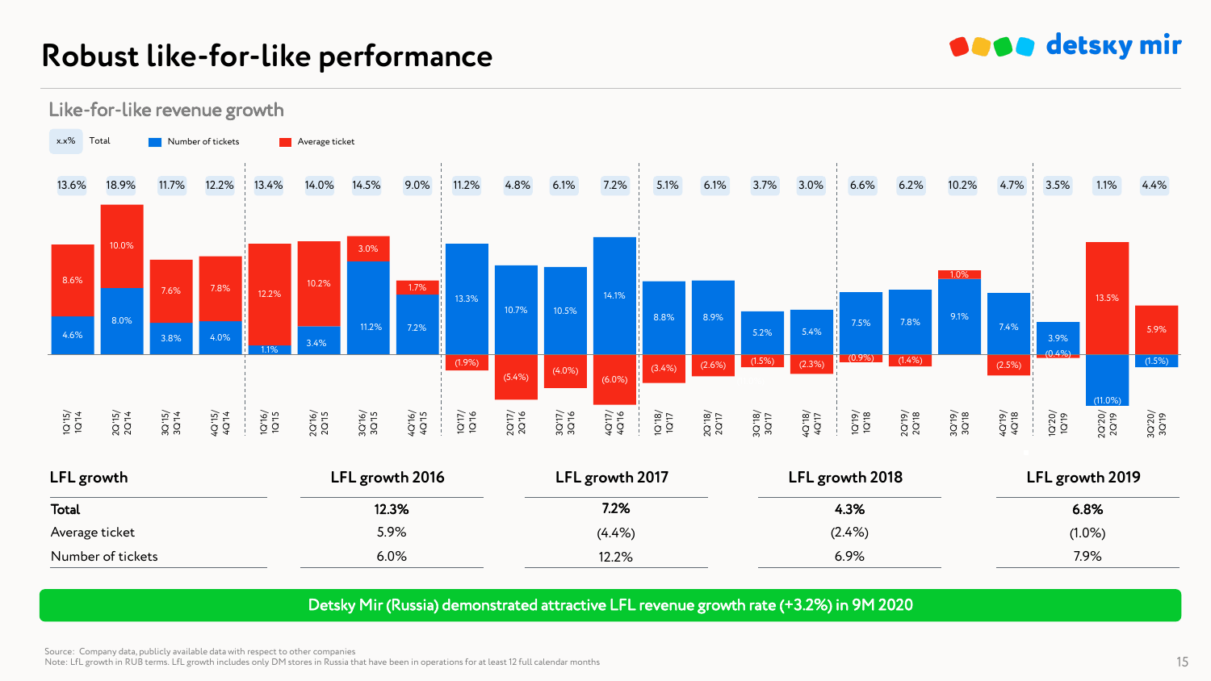# Robust like-for-like performance

## Like-for-like revenue growth

Legend: x.x% Total; Number of tickets; Average ticket

| Period | Total | Number of tickets | Average ticket |
|---|---|---|---|
| 1Q'15/1Q'14 | 13.6% | 4.6% | 8.6% |
| 2Q'15/2Q'14 | 18.9% | 8.0% | 10.0% |
| 3Q'15/3Q'14 | 11.7% | 3.8% | 7.6% |
| 4Q'15/4Q'14 | 12.2% | 4.0% | 7.8% |
| 1Q'16/1Q'15 | 13.4% | 1.1% | 12.2% |
| 2Q'16/2Q'15 | 14.0% | 3.4% | 10.2% |
| 3Q'16/3Q'15 | 14.5% | 11.2% | 3.0% |
| 4Q'16/4Q'15 | 9.0% | 7.2% | 1.7% |
| 1Q'17/1Q'16 | 11.2% | 13.3% | (1.9%) |
| 2Q'17/2Q'16 | 4.8% | 10.7% | (5.4%) |
| 3Q'17/3Q'16 | 6.1% | 10.5% | (4.0%) |
| 4Q'17/4Q'16 | 7.2% | 14.1% | (6.0%) |
| 1Q'18/1Q'17 | 5.1% | 8.8% | (3.4%) |
| 2Q'18/2Q'17 | 6.1% | 8.9% | (2.6%) |
| 3Q'18/3Q'17 | 3.7% | 5.2% | (1.5%) |
| 4Q'18/4Q'17 | 3.0% | 5.4% | (2.3%) |
| 1Q'19/1Q'18 | 6.6% | 7.5% | (0.9%) |
| 2Q'19/2Q'18 | 6.2% | 7.8% | (1.4%) |
| 3Q'19/3Q'18 | 10.2% | 9.1% | 1.0% |
| 4Q'19/4Q'18 | 4.7% | 7.4% | (2.5%) |
| 1Q'20/1Q'19 | 3.5% | 3.9% | (0.4%) |
| 2Q'20/2Q'19 | 1.1% | (11.0%) | 13.5% |
| 3Q'20/3Q'19 | 4.4% | (1.5%) | 5.9% |

| LFL growth | LFL growth 2016 | LFL growth 2017 | LFL growth 2018 | LFL growth 2019 |
|---|---|---|---|---|
| **Total** | **12.3%** | **7.2%** | **4.3%** | **6.8%** |
| Average ticket | 5.9% | (4.4%) | (2.4%) | (1.0%) |
| Number of tickets | 6.0% | 12.2% | 6.9% | 7.9% |

**Detsky Mir (Russia) demonstrated attractive LFL revenue growth rate (+3.2%) in 9M 2020**

Source: Company data, publicly available data with respect to other companies
Note: LfL growth in RUB terms. LfL growth includes only DM stores in Russia that have been in operations for at least 12 full calendar months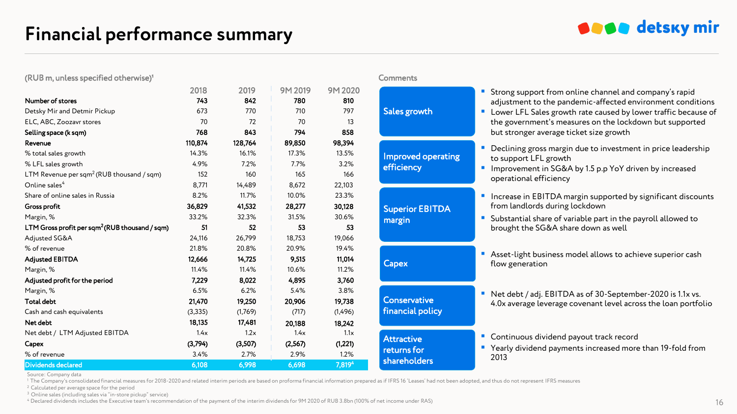# Financial performance summary

(RUB m, unless specified otherwise)[1]

| | 2018 | 2019 | 9M 2019 | 9M 2020 |
|---|---|---|---|---|
| **Number of stores** | **743** | **842** | **780** | **810** |
| Detsky Mir and Detmir Pickup | 673 | 770 | 710 | 797 |
| ELC, ABC, Zoozavr stores | 70 | 72 | 70 | 13 |
| **Selling space (k sqm)** | **768** | **843** | **794** | **858** |
| **Revenue** | **110,874** | **128,764** | **89,850** | **98,394** |
| % total sales growth | 14.3% | 16.1% | 17.3% | 13.5% |
| % LFL sales growth | 4.9% | 7.2% | 7.7% | 3.2% |
| LTM Revenue per sqm[2] (RUB thousand / sqm) | 152 | 160 | 165 | 166 |
| Online sales[4] | 8,771 | 14,489 | 8,672 | 22,103 |
| Share of online sales in Russia | 8.2% | 11.7% | 10.0% | 23.3% |
| **Gross profit** | **36,829** | **41,532** | **28,277** | **30,128** |
| Margin, % | 33.2% | 32.3% | 31.5% | 30.6% |
| **LTM Gross profit per sqm[2] (RUB thousand / sqm)** | **51** | **52** | **53** | **53** |
| Adjusted SG&A | 24,116 | 26,799 | 18,753 | 19,066 |
| % of revenue | 21.8% | 20.8% | 20.9% | 19.4% |
| **Adjusted EBITDA** | **12,666** | **14,725** | **9,515** | **11,014** |
| Margin, % | 11.4% | 11.4% | 10.6% | 11.2% |
| **Adjusted profit for the period** | **7,229** | **8,022** | **4,895** | **3,760** |
| Margin, % | 6.5% | 6.2% | 5.4% | 3.8% |
| **Total debt** | **21,470** | **19,250** | **20,906** | **19,738** |
| Cash and cash equivalents | (3,335) | (1,769) | (717) | (1,496) |
| **Net debt** | **18,135** | **17,481** | **20,188** | **18,242** |
| Net debt / LTM Adjusted EBITDA | 1.4x | 1.2x | 1.4x | 1.1x |
| **Capex** | **(3,794)** | **(3,507)** | **(2,567)** | **(1,221)** |
| % of revenue | 3.4% | 2.7% | 2.9% | 1.2% |
| **Dividends declared** | **6,108** | **6,998** | **6,698** | **7,819[4]** |

## Comments

**Sales growth**
- Strong support from online channel and company's rapid adjustment to the pandemic-affected environment conditions
- Lower LFL Sales growth rate caused by lower traffic because of the government's measures on the lockdown but supported but stronger average ticket size growth

**Improved operating efficiency**
- Declining gross margin due to investment in price leadership to support LFL growth
- Improvement in SG&A by 1.5 p.p YoY driven by increased operational efficiency

**Superior EBITDA margin**
- Increase in EBITDA margin supported by significant discounts from landlords during lockdown
- Substantial share of variable part in the payroll allowed to brought the SG&A share down as well

**Capex**
- Asset-light business model allows to achieve superior cash flow generation

**Conservative financial policy**
- Net debt / adj. EBITDA as of 30-September-2020 is 1.1x vs. 4.0x average leverage covenant level across the loan portfolio

**Attractive returns for shareholders**
- Continuous dividend payout track record
- Yearly dividend payments increased more than 19-fold from 2013

Source: Company data

[1] The Company's consolidated financial measures for 2018-2020 and related interim periods are based on proforma financial information prepared as if IFRS 16 'Leases' had not been adopted, and thus do not represent IFRS measures

[2] Calculated per average space for the period

[3] Online sales (including sales via "in-store pickup" service)

[4] Declared dividends includes the Executive team's recommendation of the payment of the interim dividends for 9M 2020 of RUB 3.8bn (100% of net income under RAS)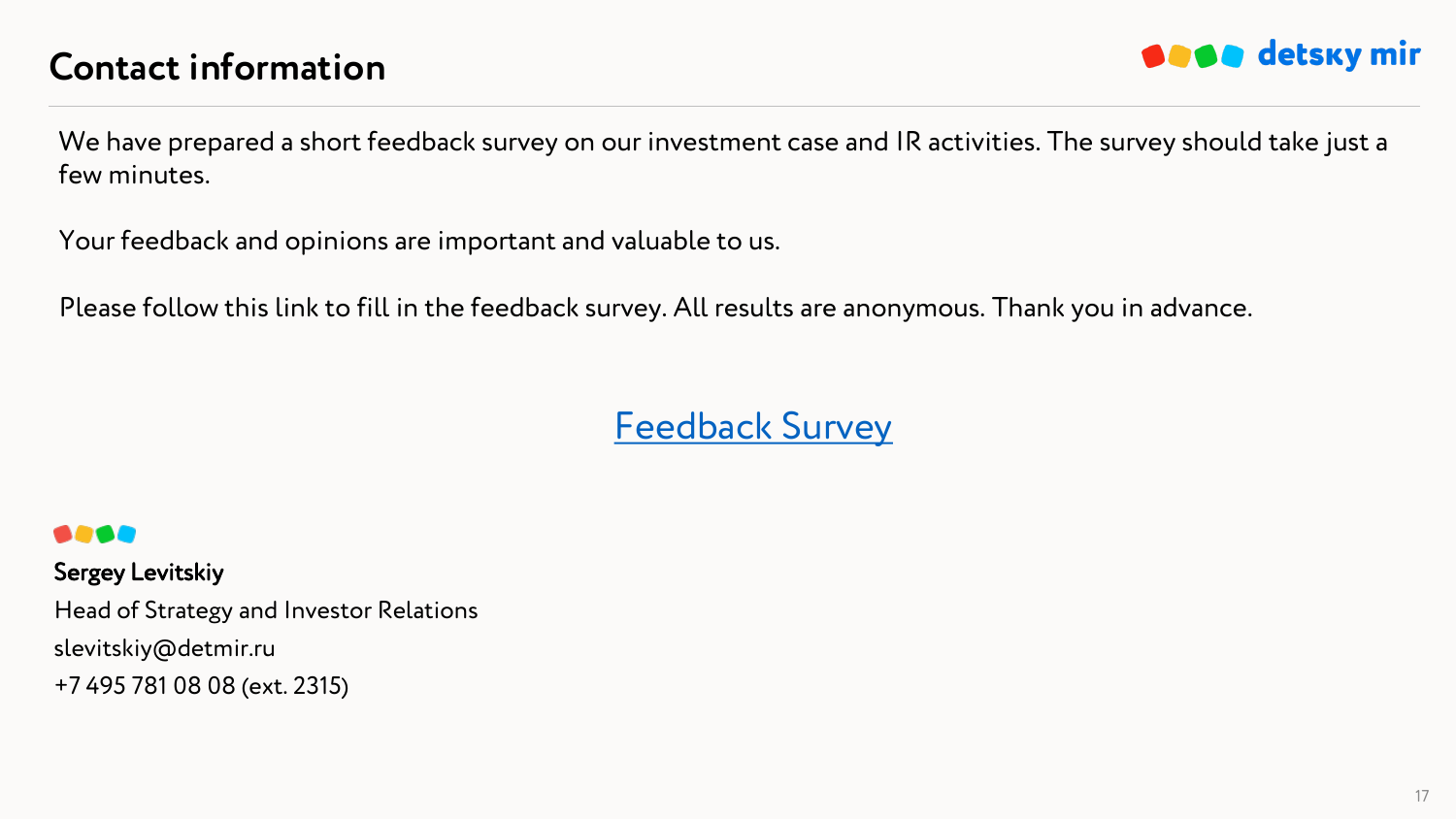# Contact information

We have prepared a short feedback survey on our investment case and IR activities. The survey should take just a few minutes.

Your feedback and opinions are important and valuable to us.

Please follow this link to fill in the feedback survey. All results are anonymous. Thank you in advance.

Feedback Survey

**Sergey Levitskiy**

Head of Strategy and Investor Relations

slevitskiy@detmir.ru

+7 495 781 08 08 (ext. 2315)